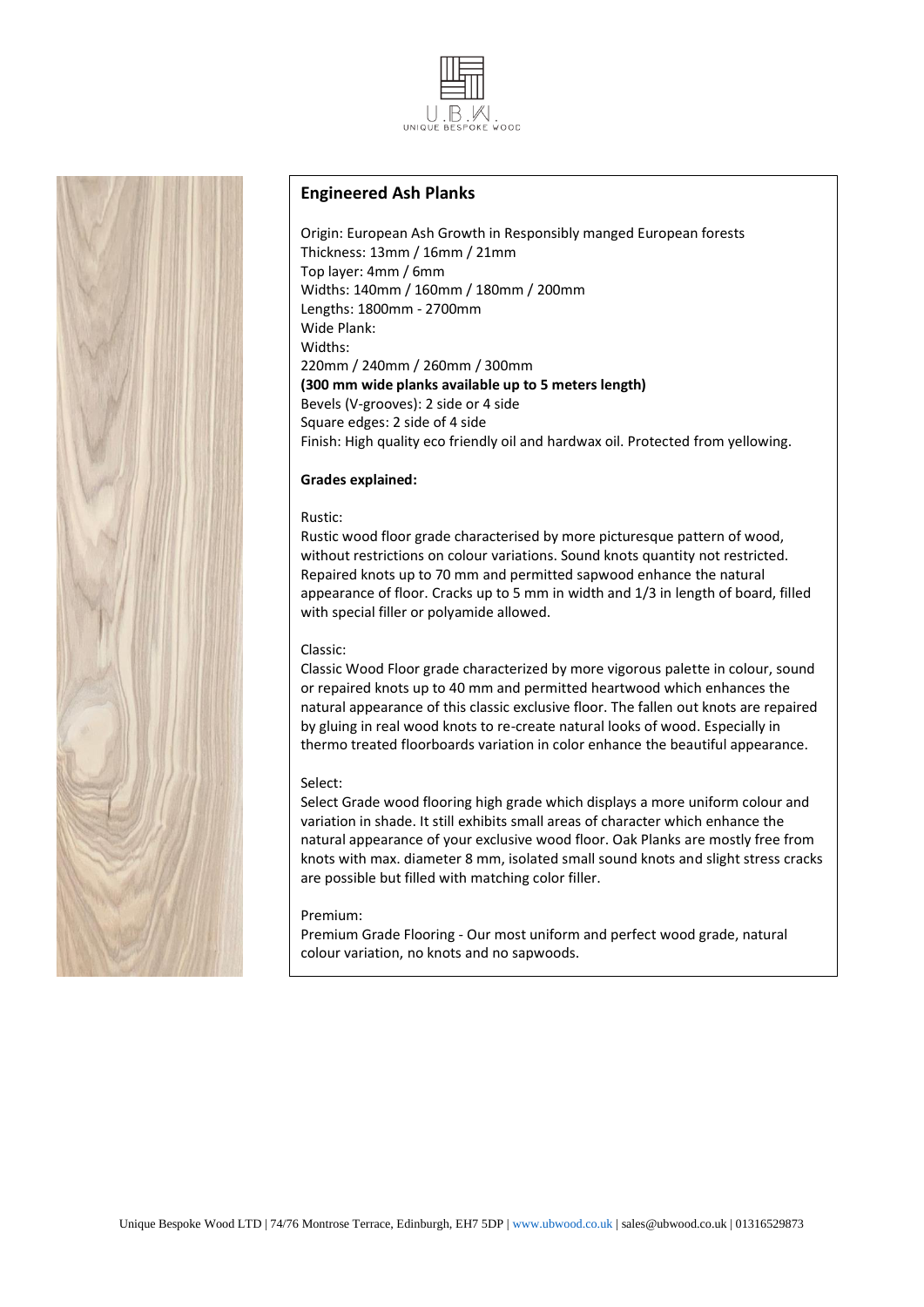U.B.W.
UNIQUE BESPOKE WOOD

## Engineered Ash Planks

Origin: European Ash Growth in Responsibly manged European forests
Thickness: 13mm / 16mm / 21mm
Top layer: 4mm / 6mm
Widths: 140mm / 160mm / 180mm / 200mm
Lengths: 1800mm - 2700mm
Wide Plank:
Widths:
220mm / 240mm / 260mm / 300mm
**(300 mm wide planks available up to 5 meters length)**
Bevels (V-grooves): 2 side or 4 side
Square edges: 2 side of 4 side
Finish: High quality eco friendly oil and hardwax oil. Protected from yellowing.

**Grades explained:**

Rustic:
Rustic wood floor grade characterised by more picturesque pattern of wood, without restrictions on colour variations. Sound knots quantity not restricted. Repaired knots up to 70 mm and permitted sapwood enhance the natural appearance of floor. Cracks up to 5 mm in width and 1/3 in length of board, filled with special filler or polyamide allowed.

Classic:
Classic Wood Floor grade characterized by more vigorous palette in colour, sound or repaired knots up to 40 mm and permitted heartwood which enhances the natural appearance of this classic exclusive floor. The fallen out knots are repaired by gluing in real wood knots to re-create natural looks of wood. Especially in thermo treated floorboards variation in color enhance the beautiful appearance.

Select:
Select Grade wood flooring high grade which displays a more uniform colour and variation in shade. It still exhibits small areas of character which enhance the natural appearance of your exclusive wood floor. Oak Planks are mostly free from knots with max. diameter 8 mm, isolated small sound knots and slight stress cracks are possible but filled with matching color filler.

Premium:
Premium Grade Flooring - Our most uniform and perfect wood grade, natural colour variation, no knots and no sapwoods.

Unique Bespoke Wood LTD | 74/76 Montrose Terrace, Edinburgh, EH7 5DP | www.ubwood.co.uk | sales@ubwood.co.uk | 01316529873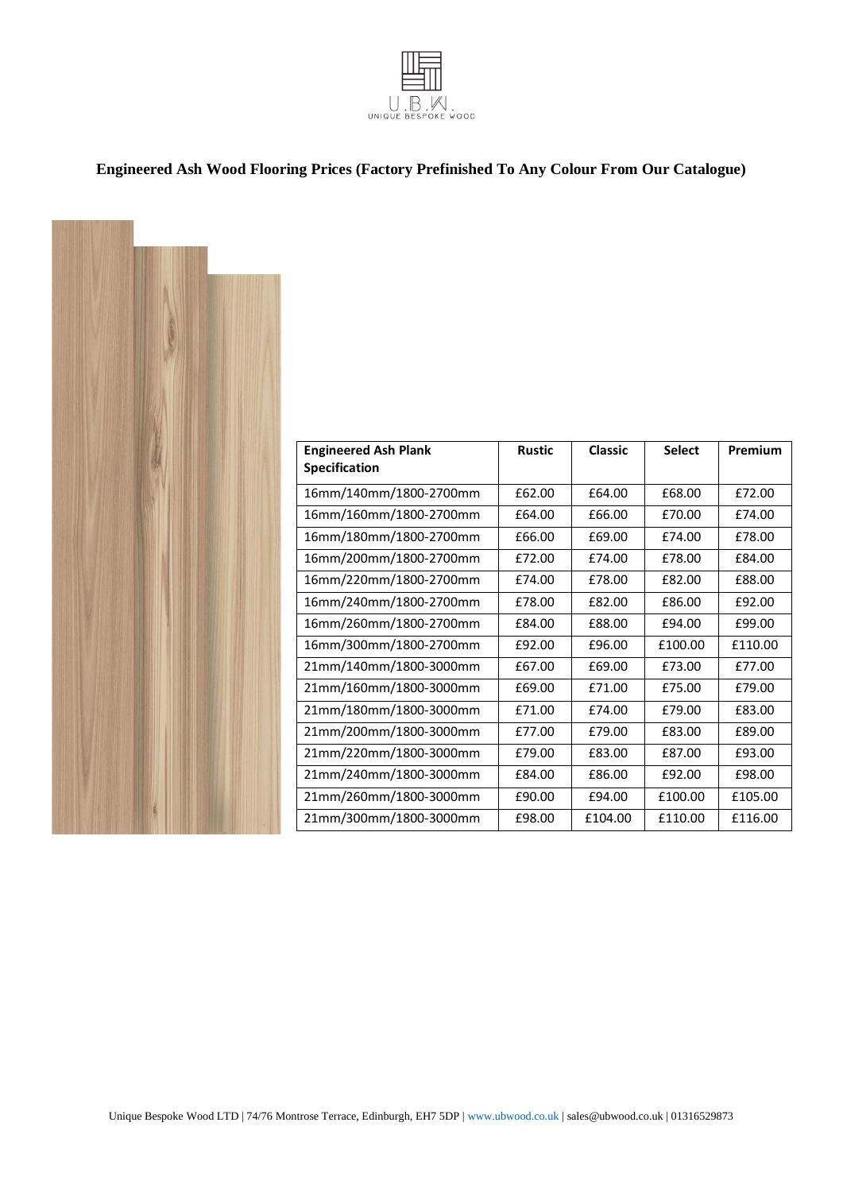U.B.W.
UNIQUE BESPOKE WOOD

## Engineered Ash Wood Flooring Prices (Factory Prefinished To Any Colour From Our Catalogue)

| Engineered Ash Plank Specification | Rustic | Classic | Select | Premium |
|---|---|---|---|---|
| 16mm/140mm/1800-2700mm | £62.00 | £64.00 | £68.00 | £72.00 |
| 16mm/160mm/1800-2700mm | £64.00 | £66.00 | £70.00 | £74.00 |
| 16mm/180mm/1800-2700mm | £66.00 | £69.00 | £74.00 | £78.00 |
| 16mm/200mm/1800-2700mm | £72.00 | £74.00 | £78.00 | £84.00 |
| 16mm/220mm/1800-2700mm | £74.00 | £78.00 | £82.00 | £88.00 |
| 16mm/240mm/1800-2700mm | £78.00 | £82.00 | £86.00 | £92.00 |
| 16mm/260mm/1800-2700mm | £84.00 | £88.00 | £94.00 | £99.00 |
| 16mm/300mm/1800-2700mm | £92.00 | £96.00 | £100.00 | £110.00 |
| 21mm/140mm/1800-3000mm | £67.00 | £69.00 | £73.00 | £77.00 |
| 21mm/160mm/1800-3000mm | £69.00 | £71.00 | £75.00 | £79.00 |
| 21mm/180mm/1800-3000mm | £71.00 | £74.00 | £79.00 | £83.00 |
| 21mm/200mm/1800-3000mm | £77.00 | £79.00 | £83.00 | £89.00 |
| 21mm/220mm/1800-3000mm | £79.00 | £83.00 | £87.00 | £93.00 |
| 21mm/240mm/1800-3000mm | £84.00 | £86.00 | £92.00 | £98.00 |
| 21mm/260mm/1800-3000mm | £90.00 | £94.00 | £100.00 | £105.00 |
| 21mm/300mm/1800-3000mm | £98.00 | £104.00 | £110.00 | £116.00 |

Unique Bespoke Wood LTD | 74/76 Montrose Terrace, Edinburgh, EH7 5DP | www.ubwood.co.uk | sales@ubwood.co.uk | 01316529873